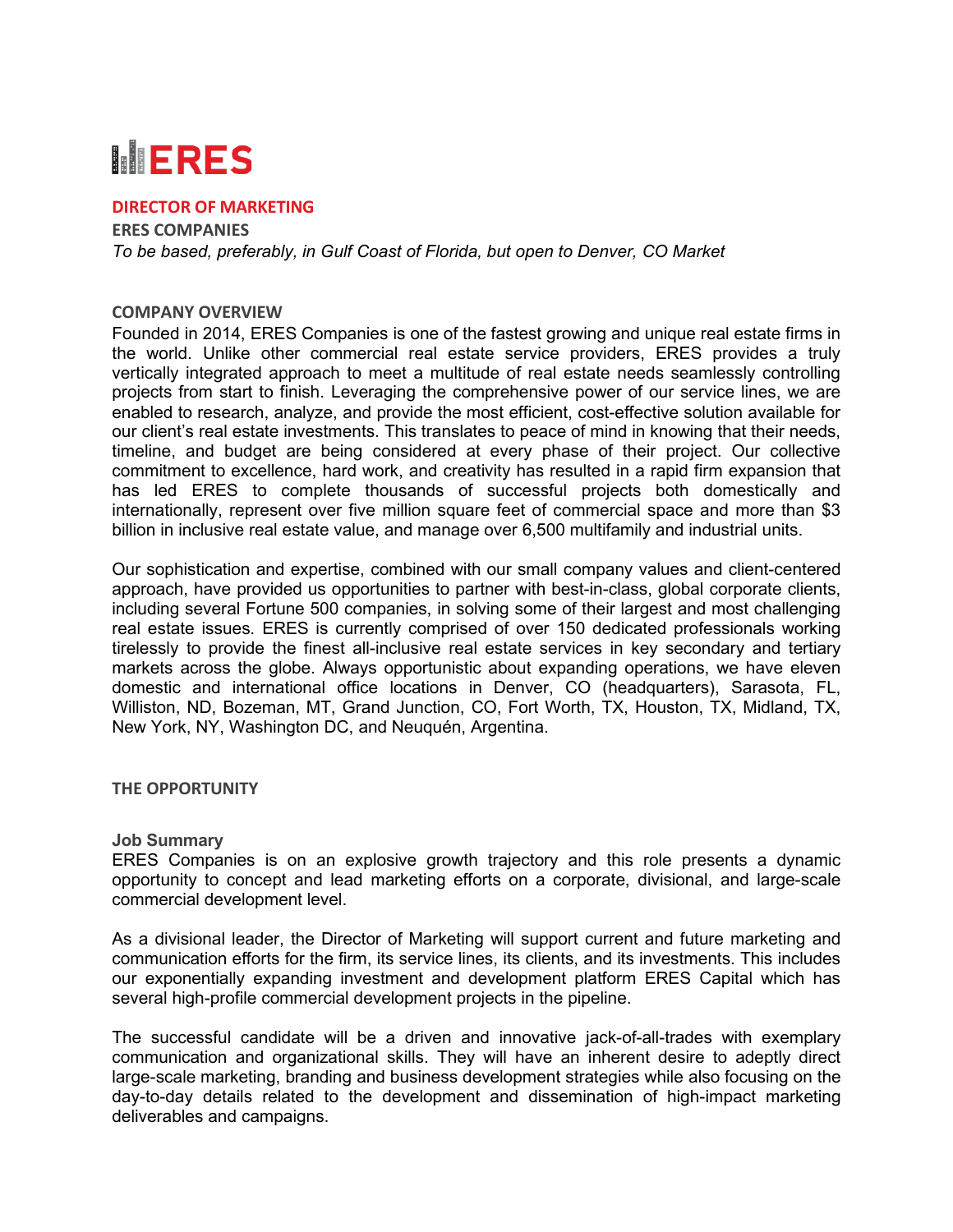# ERES

## DIRECTOR OF MARKETING

**ERES COMPANIES**

*To be based, preferably, in Gulf Coast of Florida, but open to Denver, CO Market*

### COMPANY OVERVIEW

Founded in 2014, ERES Companies is one of the fastest growing and unique real estate firms in the world. Unlike other commercial real estate service providers, ERES provides a truly vertically integrated approach to meet a multitude of real estate needs seamlessly controlling projects from start to finish. Leveraging the comprehensive power of our service lines, we are enabled to research, analyze, and provide the most efficient, cost-effective solution available for our client's real estate investments. This translates to peace of mind in knowing that their needs, timeline, and budget are being considered at every phase of their project. Our collective commitment to excellence, hard work, and creativity has resulted in a rapid firm expansion that has led ERES to complete thousands of successful projects both domestically and internationally, represent over five million square feet of commercial space and more than $3 billion in inclusive real estate value, and manage over 6,500 multifamily and industrial units.

Our sophistication and expertise, combined with our small company values and client-centered approach, have provided us opportunities to partner with best-in-class, global corporate clients, including several Fortune 500 companies, in solving some of their largest and most challenging real estate issues. ERES is currently comprised of over 150 dedicated professionals working tirelessly to provide the finest all-inclusive real estate services in key secondary and tertiary markets across the globe. Always opportunistic about expanding operations, we have eleven domestic and international office locations in Denver, CO (headquarters), Sarasota, FL, Williston, ND, Bozeman, MT, Grand Junction, CO, Fort Worth, TX, Houston, TX, Midland, TX, New York, NY, Washington DC, and Neuquén, Argentina.

### THE OPPORTUNITY

**Job Summary**

ERES Companies is on an explosive growth trajectory and this role presents a dynamic opportunity to concept and lead marketing efforts on a corporate, divisional, and large-scale commercial development level.

As a divisional leader, the Director of Marketing will support current and future marketing and communication efforts for the firm, its service lines, its clients, and its investments. This includes our exponentially expanding investment and development platform ERES Capital which has several high-profile commercial development projects in the pipeline.

The successful candidate will be a driven and innovative jack-of-all-trades with exemplary communication and organizational skills. They will have an inherent desire to adeptly direct large-scale marketing, branding and business development strategies while also focusing on the day-to-day details related to the development and dissemination of high-impact marketing deliverables and campaigns.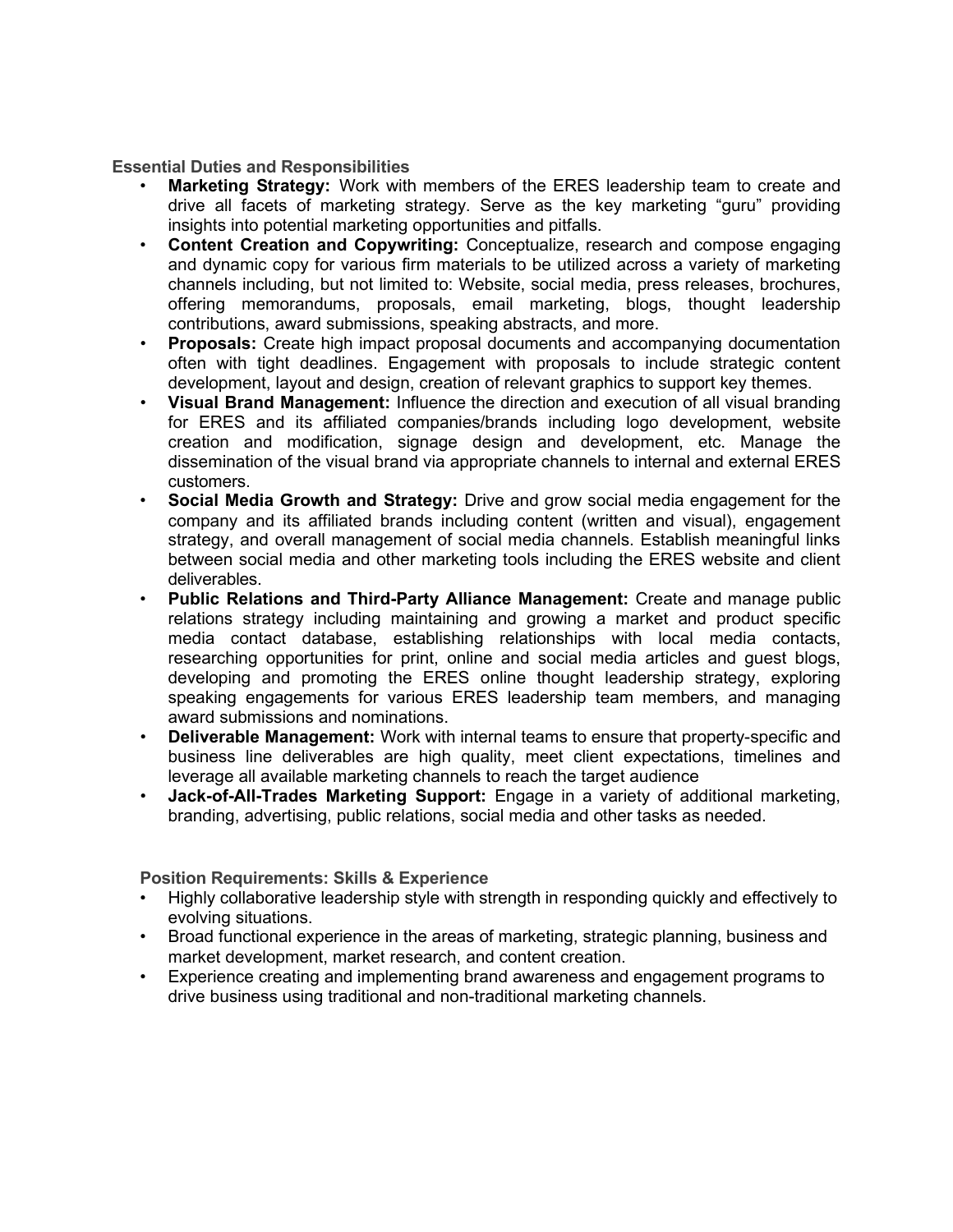### Essential Duties and Responsibilities

- **Marketing Strategy:** Work with members of the ERES leadership team to create and drive all facets of marketing strategy. Serve as the key marketing "guru" providing insights into potential marketing opportunities and pitfalls.
- **Content Creation and Copywriting:** Conceptualize, research and compose engaging and dynamic copy for various firm materials to be utilized across a variety of marketing channels including, but not limited to: Website, social media, press releases, brochures, offering memorandums, proposals, email marketing, blogs, thought leadership contributions, award submissions, speaking abstracts, and more.
- **Proposals:** Create high impact proposal documents and accompanying documentation often with tight deadlines. Engagement with proposals to include strategic content development, layout and design, creation of relevant graphics to support key themes.
- **Visual Brand Management:** Influence the direction and execution of all visual branding for ERES and its affiliated companies/brands including logo development, website creation and modification, signage design and development, etc. Manage the dissemination of the visual brand via appropriate channels to internal and external ERES customers.
- **Social Media Growth and Strategy:** Drive and grow social media engagement for the company and its affiliated brands including content (written and visual), engagement strategy, and overall management of social media channels. Establish meaningful links between social media and other marketing tools including the ERES website and client deliverables.
- **Public Relations and Third-Party Alliance Management:** Create and manage public relations strategy including maintaining and growing a market and product specific media contact database, establishing relationships with local media contacts, researching opportunities for print, online and social media articles and guest blogs, developing and promoting the ERES online thought leadership strategy, exploring speaking engagements for various ERES leadership team members, and managing award submissions and nominations.
- **Deliverable Management:** Work with internal teams to ensure that property-specific and business line deliverables are high quality, meet client expectations, timelines and leverage all available marketing channels to reach the target audience
- **Jack-of-All-Trades Marketing Support:** Engage in a variety of additional marketing, branding, advertising, public relations, social media and other tasks as needed.

### Position Requirements: Skills & Experience

- Highly collaborative leadership style with strength in responding quickly and effectively to evolving situations.
- Broad functional experience in the areas of marketing, strategic planning, business and market development, market research, and content creation.
- Experience creating and implementing brand awareness and engagement programs to drive business using traditional and non-traditional marketing channels.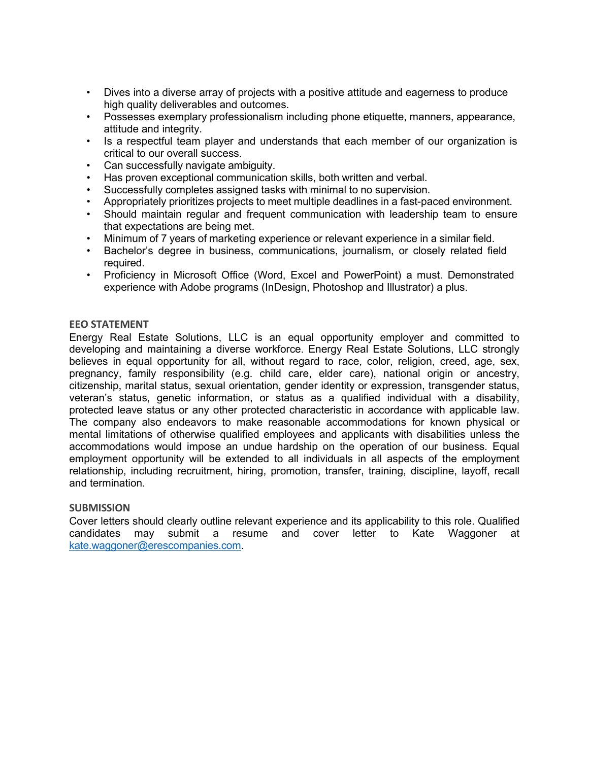- Dives into a diverse array of projects with a positive attitude and eagerness to produce high quality deliverables and outcomes.
- Possesses exemplary professionalism including phone etiquette, manners, appearance, attitude and integrity.
- Is a respectful team player and understands that each member of our organization is critical to our overall success.
- Can successfully navigate ambiguity.
- Has proven exceptional communication skills, both written and verbal.
- Successfully completes assigned tasks with minimal to no supervision.
- Appropriately prioritizes projects to meet multiple deadlines in a fast-paced environment.
- Should maintain regular and frequent communication with leadership team to ensure that expectations are being met.
- Minimum of 7 years of marketing experience or relevant experience in a similar field.
- Bachelor's degree in business, communications, journalism, or closely related field required.
- Proficiency in Microsoft Office (Word, Excel and PowerPoint) a must. Demonstrated experience with Adobe programs (InDesign, Photoshop and Illustrator) a plus.

## EEO STATEMENT

Energy Real Estate Solutions, LLC is an equal opportunity employer and committed to developing and maintaining a diverse workforce. Energy Real Estate Solutions, LLC strongly believes in equal opportunity for all, without regard to race, color, religion, creed, age, sex, pregnancy, family responsibility (e.g. child care, elder care), national origin or ancestry, citizenship, marital status, sexual orientation, gender identity or expression, transgender status, veteran's status, genetic information, or status as a qualified individual with a disability, protected leave status or any other protected characteristic in accordance with applicable law. The company also endeavors to make reasonable accommodations for known physical or mental limitations of otherwise qualified employees and applicants with disabilities unless the accommodations would impose an undue hardship on the operation of our business. Equal employment opportunity will be extended to all individuals in all aspects of the employment relationship, including recruitment, hiring, promotion, transfer, training, discipline, layoff, recall and termination.

## SUBMISSION

Cover letters should clearly outline relevant experience and its applicability to this role. Qualified candidates may submit a resume and cover letter to Kate Waggoner at kate.waggoner@erescompanies.com.